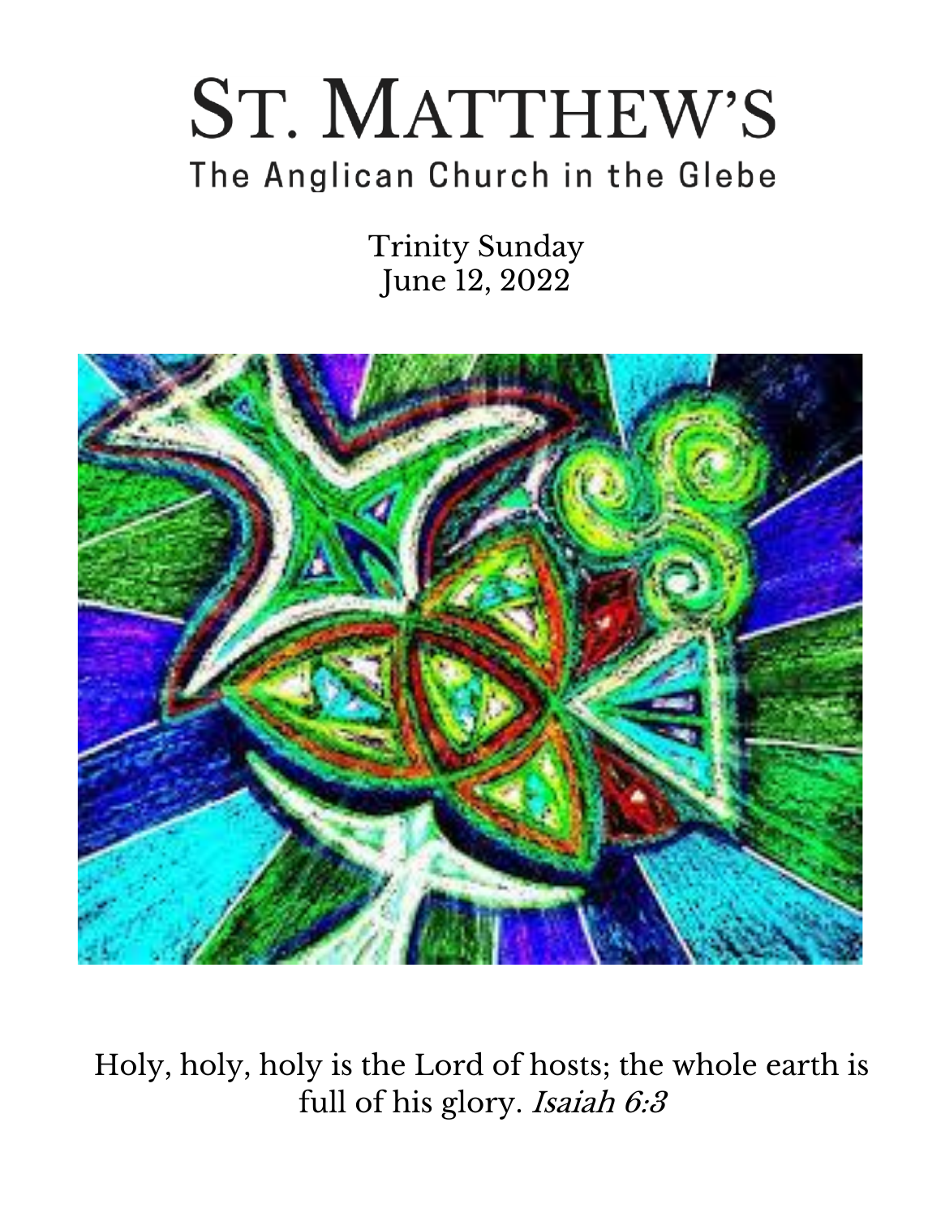# St. Matthew's

The Anglican Church in the Glebe

Trinity Sunday
June 12, 2022

Holy, holy, holy is the Lord of hosts; the whole earth is full of his glory. *Isaiah 6:3*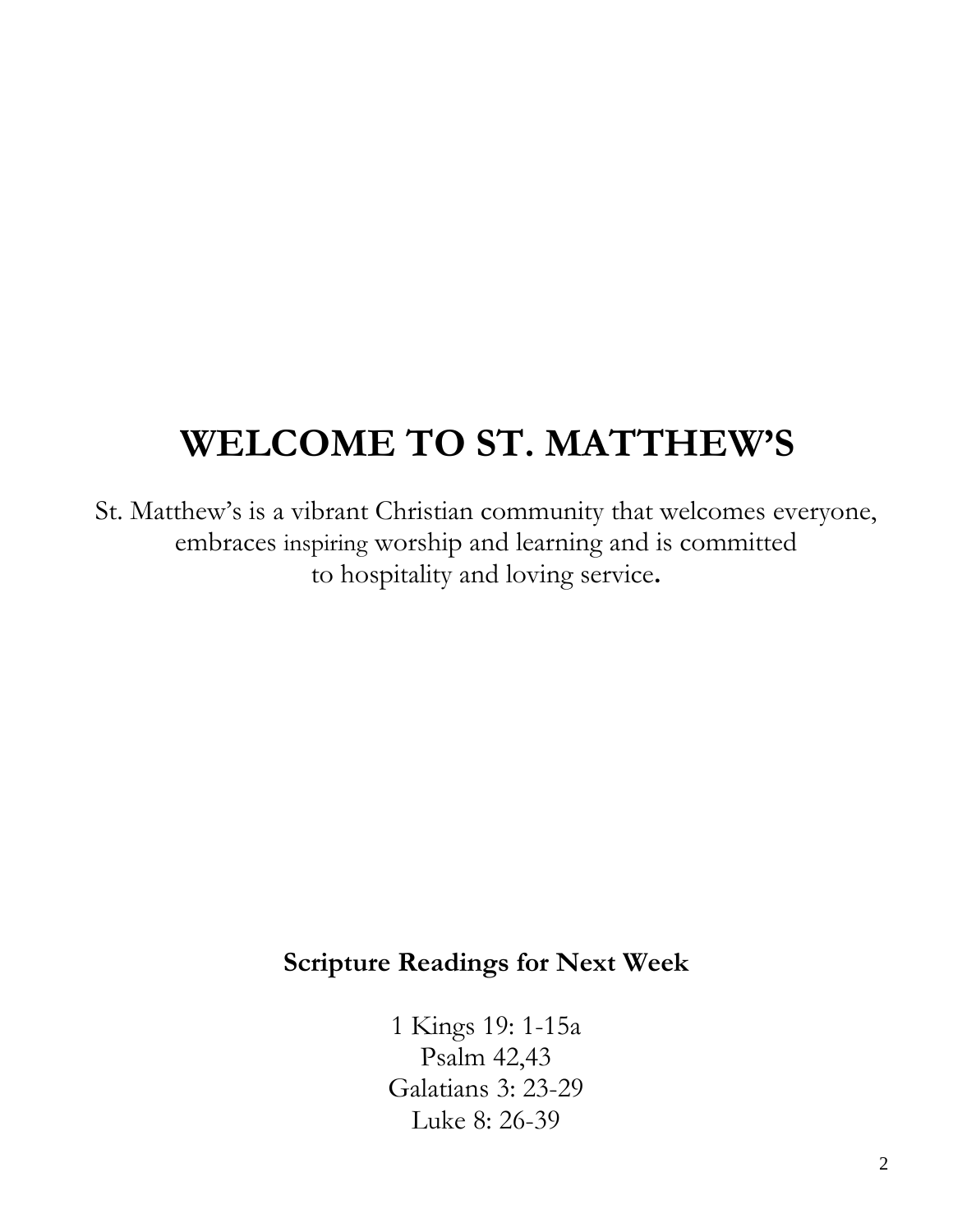# WELCOME TO ST. MATTHEW'S

St. Matthew's is a vibrant Christian community that welcomes everyone, embraces inspiring worship and learning and is committed to hospitality and loving service**.**

**Scripture Readings for Next Week**

1 Kings 19: 1-15a
Psalm 42,43
Galatians 3: 23-29
Luke 8: 26-39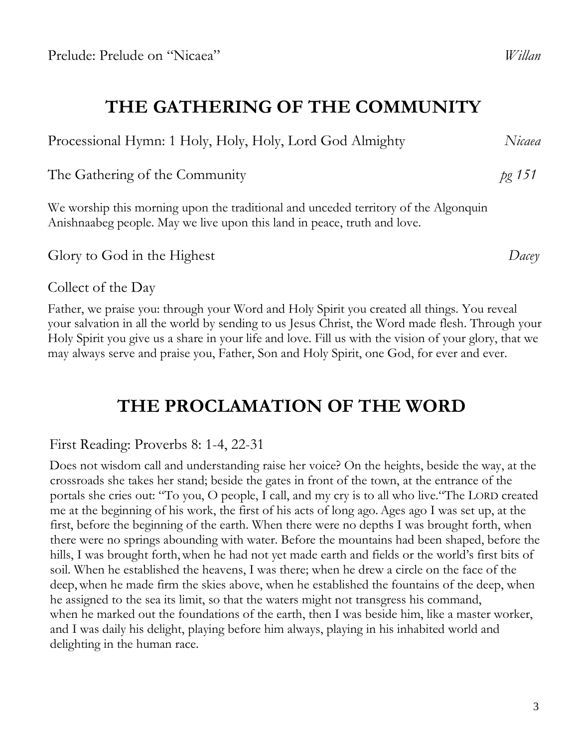Prelude: Prelude on "Nicaea" *Willan*

# THE GATHERING OF THE COMMUNITY

Processional Hymn: 1 Holy, Holy, Holy, Lord God Almighty *Nicaea*

The Gathering of the Community *pg 151*

We worship this morning upon the traditional and unceded territory of the Algonquin Anishnaabeg people. May we live upon this land in peace, truth and love.

Glory to God in the Highest *Dacey*

Collect of the Day

Father, we praise you: through your Word and Holy Spirit you created all things. You reveal your salvation in all the world by sending to us Jesus Christ, the Word made flesh. Through your Holy Spirit you give us a share in your life and love. Fill us with the vision of your glory, that we may always serve and praise you, Father, Son and Holy Spirit, one God, for ever and ever.

# THE PROCLAMATION OF THE WORD

First Reading: Proverbs 8: 1-4, 22-31

Does not wisdom call and understanding raise her voice? On the heights, beside the way, at the crossroads she takes her stand; beside the gates in front of the town, at the entrance of the portals she cries out: "To you, O people, I call, and my cry is to all who live."The LORD created me at the beginning of his work, the first of his acts of long ago. Ages ago I was set up, at the first, before the beginning of the earth. When there were no depths I was brought forth, when there were no springs abounding with water. Before the mountains had been shaped, before the hills, I was brought forth, when he had not yet made earth and fields or the world's first bits of soil. When he established the heavens, I was there; when he drew a circle on the face of the deep, when he made firm the skies above, when he established the fountains of the deep, when he assigned to the sea its limit, so that the waters might not transgress his command, when he marked out the foundations of the earth, then I was beside him, like a master worker, and I was daily his delight, playing before him always, playing in his inhabited world and delighting in the human race.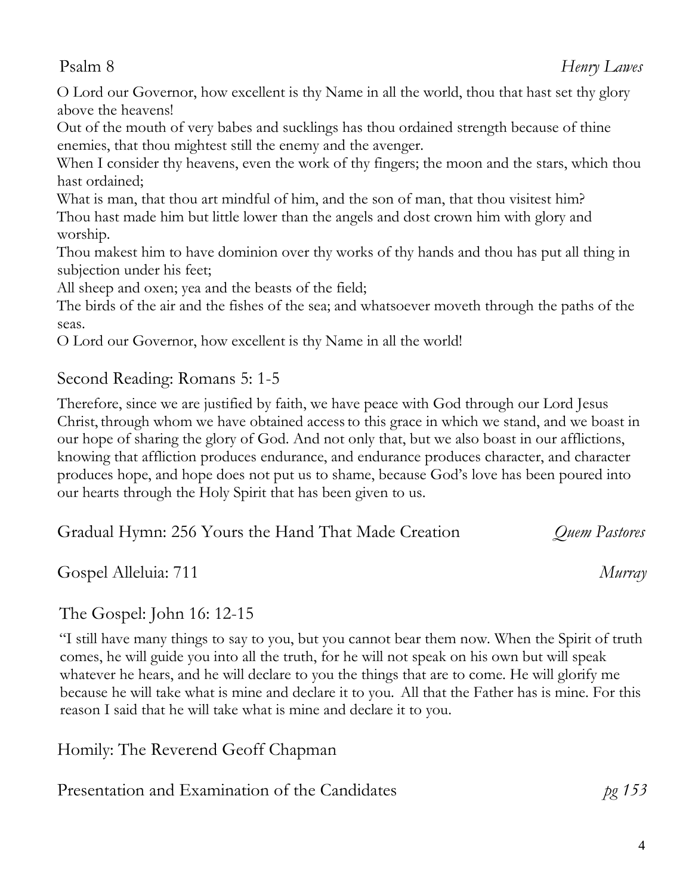Psalm 8 *Henry Lawes*

O Lord our Governor, how excellent is thy Name in all the world, thou that hast set thy glory above the heavens!
Out of the mouth of very babes and sucklings has thou ordained strength because of thine enemies, that thou mightest still the enemy and the avenger.
When I consider thy heavens, even the work of thy fingers; the moon and the stars, which thou hast ordained;
What is man, that thou art mindful of him, and the son of man, that thou visitest him?
Thou hast made him but little lower than the angels and dost crown him with glory and worship.
Thou makest him to have dominion over thy works of thy hands and thou has put all thing in subjection under his feet;
All sheep and oxen; yea and the beasts of the field;
The birds of the air and the fishes of the sea; and whatsoever moveth through the paths of the seas.
O Lord our Governor, how excellent is thy Name in all the world!

Second Reading: Romans 5: 1-5

Therefore, since we are justified by faith, we have peace with God through our Lord Jesus Christ, through whom we have obtained access to this grace in which we stand, and we boast in our hope of sharing the glory of God. And not only that, but we also boast in our afflictions, knowing that affliction produces endurance, and endurance produces character, and character produces hope, and hope does not put us to shame, because God's love has been poured into our hearts through the Holy Spirit that has been given to us.

Gradual Hymn: 256 Yours the Hand That Made Creation *Quem Pastores*

Gospel Alleluia: 711 *Murray*

The Gospel: John 16: 12-15

"I still have many things to say to you, but you cannot bear them now. When the Spirit of truth comes, he will guide you into all the truth, for he will not speak on his own but will speak whatever he hears, and he will declare to you the things that are to come. He will glorify me because he will take what is mine and declare it to you. All that the Father has is mine. For this reason I said that he will take what is mine and declare it to you.

Homily: The Reverend Geoff Chapman

Presentation and Examination of the Candidates *pg 153*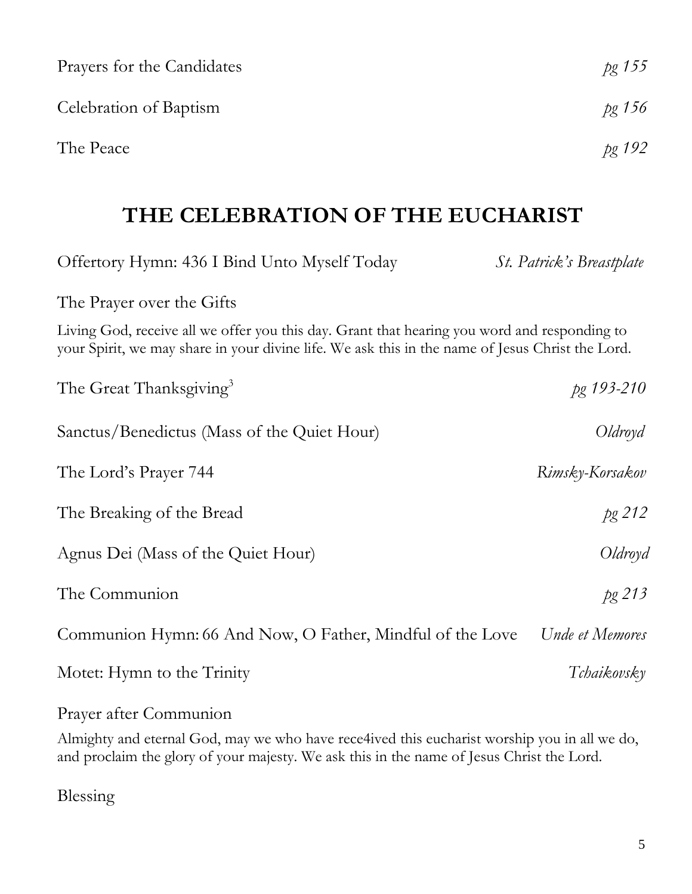Prayers for the Candidates *pg 155*

Celebration of Baptism *pg 156*

The Peace *pg 192*

## THE CELEBRATION OF THE EUCHARIST

Offertory Hymn: 436 I Bind Unto Myself Today *St. Patrick's Breastplate*

The Prayer over the Gifts

Living God, receive all we offer you this day. Grant that hearing you word and responding to your Spirit, we may share in your divine life. We ask this in the name of Jesus Christ the Lord.

The Great Thanksgiving[3] *pg 193-210*

Sanctus/Benedictus (Mass of the Quiet Hour) *Oldroyd*

The Lord's Prayer 744 *Rimsky-Korsakov*

The Breaking of the Bread *pg 212*

Agnus Dei (Mass of the Quiet Hour) *Oldroyd*

The Communion *pg 213*

Communion Hymn: 66 And Now, O Father, Mindful of the Love *Unde et Memores*

Motet: Hymn to the Trinity *Tchaikovsky*

Prayer after Communion

Almighty and eternal God, may we who have rece4ived this eucharist worship you in all we do, and proclaim the glory of your majesty. We ask this in the name of Jesus Christ the Lord.

Blessing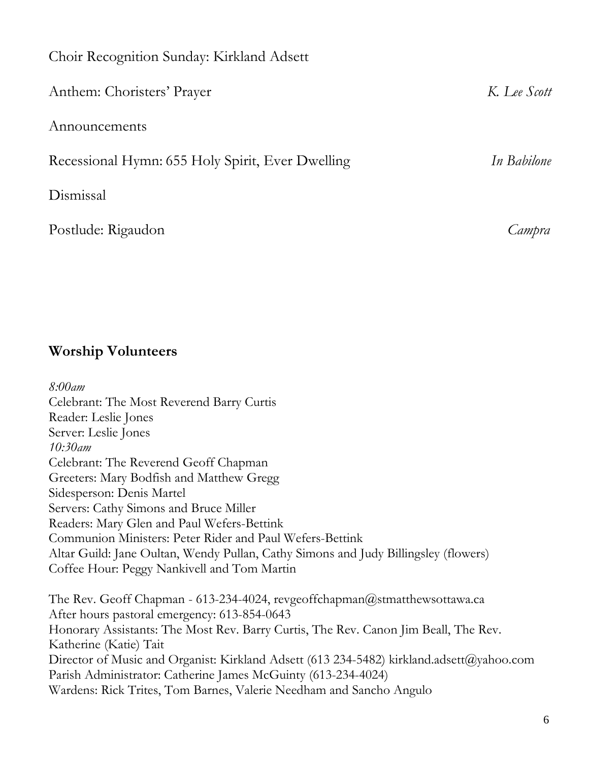Choir Recognition Sunday: Kirkland Adsett

Anthem: Choristers' Prayer *K. Lee Scott*

Announcements

Recessional Hymn: 655 Holy Spirit, Ever Dwelling *In Babilone*

Dismissal

Postlude: Rigaudon *Campra*

## Worship Volunteers

*8:00am*
Celebrant: The Most Reverend Barry Curtis
Reader: Leslie Jones
Server: Leslie Jones
*10:30am*
Celebrant: The Reverend Geoff Chapman
Greeters: Mary Bodfish and Matthew Gregg
Sidesperson: Denis Martel
Servers: Cathy Simons and Bruce Miller
Readers: Mary Glen and Paul Wefers-Bettink
Communion Ministers: Peter Rider and Paul Wefers-Bettink
Altar Guild: Jane Oultan, Wendy Pullan, Cathy Simons and Judy Billingsley (flowers)
Coffee Hour: Peggy Nankivell and Tom Martin

The Rev. Geoff Chapman - 613-234-4024, revgeoffchapman@stmatthewsottawa.ca
After hours pastoral emergency: 613-854-0643
Honorary Assistants: The Most Rev. Barry Curtis, The Rev. Canon Jim Beall, The Rev. Katherine (Katie) Tait
Director of Music and Organist: Kirkland Adsett (613 234-5482) kirkland.adsett@yahoo.com
Parish Administrator: Catherine James McGuinty (613-234-4024)
Wardens: Rick Trites, Tom Barnes, Valerie Needham and Sancho Angulo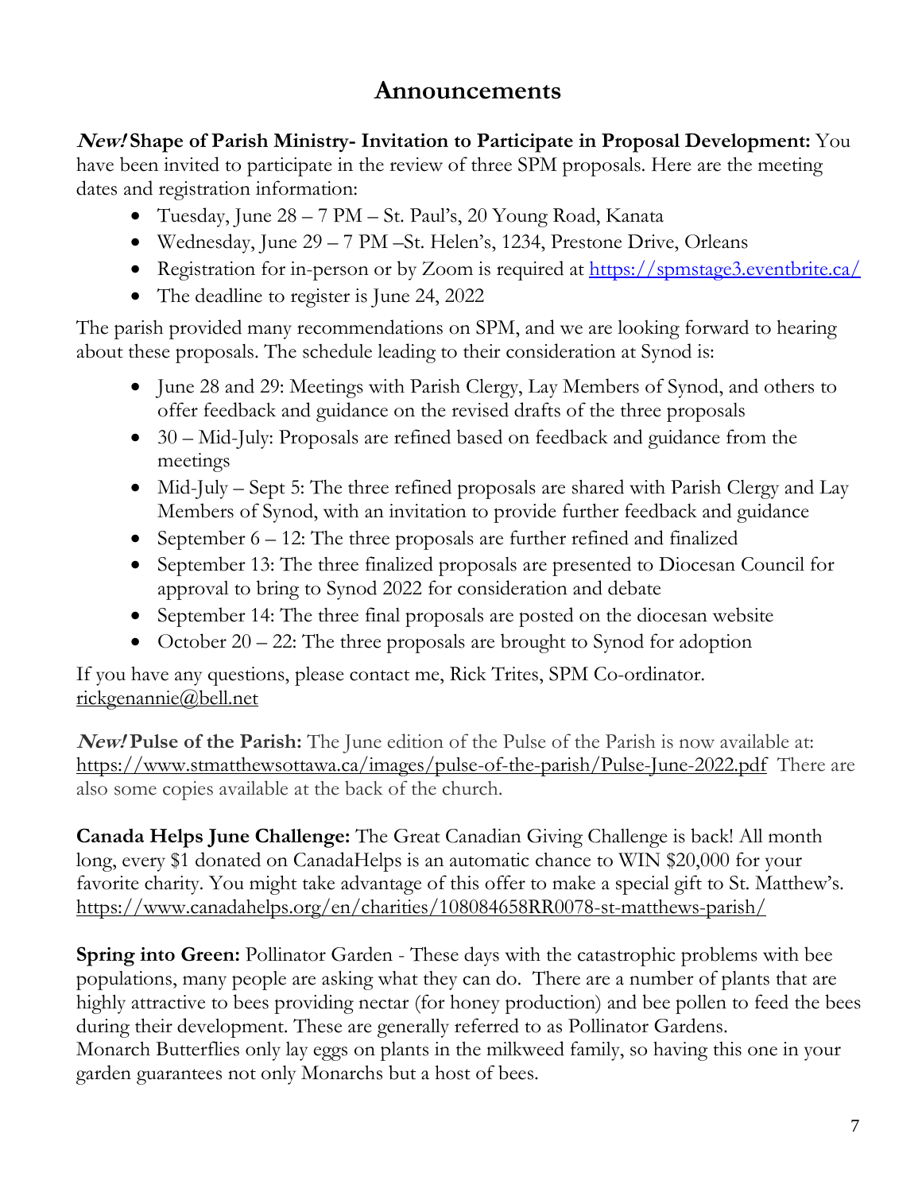# Announcements

***New!* Shape of Parish Ministry- Invitation to Participate in Proposal Development:** You have been invited to participate in the review of three SPM proposals. Here are the meeting dates and registration information:

- Tuesday, June 28 – 7 PM – St. Paul's, 20 Young Road, Kanata
- Wednesday, June 29 – 7 PM –St. Helen's, 1234, Prestone Drive, Orleans
- Registration for in-person or by Zoom is required at https://spmstage3.eventbrite.ca/
- The deadline to register is June 24, 2022

The parish provided many recommendations on SPM, and we are looking forward to hearing about these proposals. The schedule leading to their consideration at Synod is:

- June 28 and 29: Meetings with Parish Clergy, Lay Members of Synod, and others to offer feedback and guidance on the revised drafts of the three proposals
- 30 – Mid-July: Proposals are refined based on feedback and guidance from the meetings
- Mid-July – Sept 5: The three refined proposals are shared with Parish Clergy and Lay Members of Synod, with an invitation to provide further feedback and guidance
- September 6 – 12: The three proposals are further refined and finalized
- September 13: The three finalized proposals are presented to Diocesan Council for approval to bring to Synod 2022 for consideration and debate
- September 14: The three final proposals are posted on the diocesan website
- October 20 – 22: The three proposals are brought to Synod for adoption

If you have any questions, please contact me, Rick Trites, SPM Co-ordinator. rickgenannie@bell.net

***New!* Pulse of the Parish:** The June edition of the Pulse of the Parish is now available at: https://www.stmatthewsottawa.ca/images/pulse-of-the-parish/Pulse-June-2022.pdf There are also some copies available at the back of the church.

**Canada Helps June Challenge:** The Great Canadian Giving Challenge is back! All month long, every $1 donated on CanadaHelps is an automatic chance to WIN $20,000 for your favorite charity. You might take advantage of this offer to make a special gift to St. Matthew's. https://www.canadahelps.org/en/charities/108084658RR0078-st-matthews-parish/

**Spring into Green:** Pollinator Garden - These days with the catastrophic problems with bee populations, many people are asking what they can do. There are a number of plants that are highly attractive to bees providing nectar (for honey production) and bee pollen to feed the bees during their development. These are generally referred to as Pollinator Gardens.
Monarch Butterflies only lay eggs on plants in the milkweed family, so having this one in your garden guarantees not only Monarchs but a host of bees.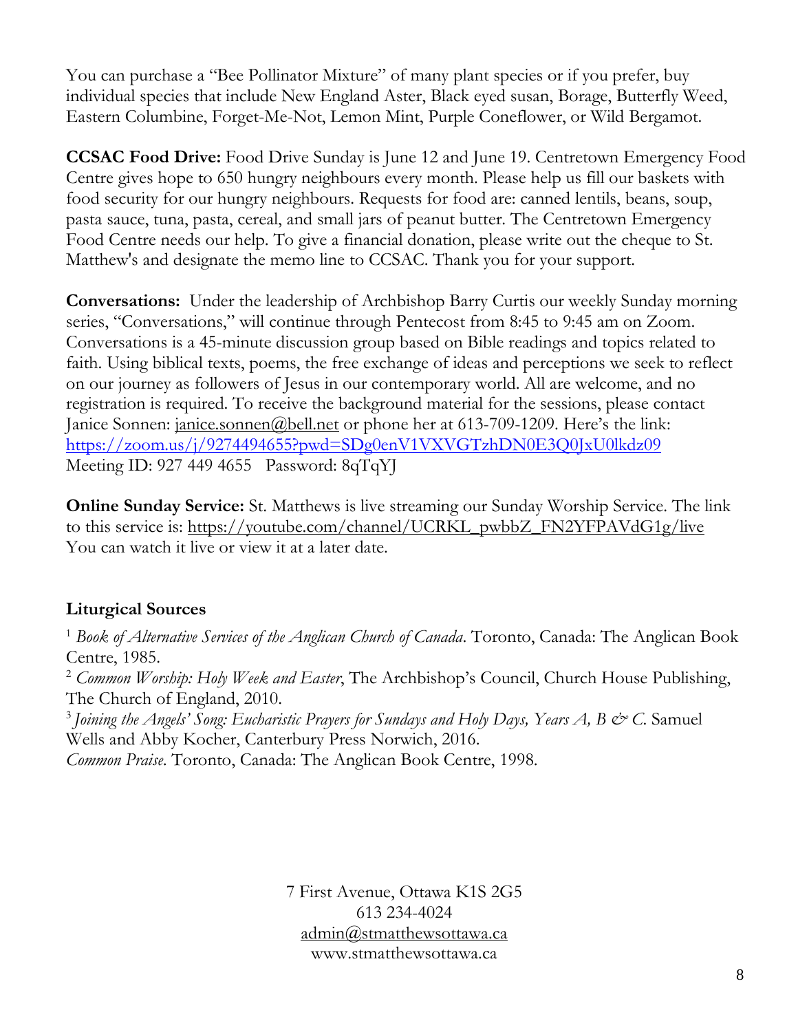You can purchase a “Bee Pollinator Mixture” of many plant species or if you prefer, buy individual species that include New England Aster, Black eyed susan, Borage, Butterfly Weed, Eastern Columbine, Forget-Me-Not, Lemon Mint, Purple Coneflower, or Wild Bergamot.

**CCSAC Food Drive:** Food Drive Sunday is June 12 and June 19. Centretown Emergency Food Centre gives hope to 650 hungry neighbours every month. Please help us fill our baskets with food security for our hungry neighbours. Requests for food are: canned lentils, beans, soup, pasta sauce, tuna, pasta, cereal, and small jars of peanut butter. The Centretown Emergency Food Centre needs our help. To give a financial donation, please write out the cheque to St. Matthew's and designate the memo line to CCSAC. Thank you for your support.

**Conversations:** Under the leadership of Archbishop Barry Curtis our weekly Sunday morning series, “Conversations,” will continue through Pentecost from 8:45 to 9:45 am on Zoom. Conversations is a 45-minute discussion group based on Bible readings and topics related to faith. Using biblical texts, poems, the free exchange of ideas and perceptions we seek to reflect on our journey as followers of Jesus in our contemporary world. All are welcome, and no registration is required. To receive the background material for the sessions, please contact Janice Sonnen: janice.sonnen@bell.net or phone her at 613-709-1209. Here’s the link: https://zoom.us/j/9274494655?pwd=SDg0enV1VXVGTzhDN0E3Q0JxU0lkdz09
Meeting ID: 927 449 4655 Password: 8qTqYJ

**Online Sunday Service:** St. Matthews is live streaming our Sunday Worship Service. The link to this service is: https://youtube.com/channel/UCRKL_pwbbZ_FN2YFPAVdG1g/live
You can watch it live or view it at a later date.

## Liturgical Sources

[1] *Book of Alternative Services of the Anglican Church of Canada*. Toronto, Canada: The Anglican Book Centre, 1985.
[2] *Common Worship: Holy Week and Easter*, The Archbishop’s Council, Church House Publishing, The Church of England, 2010.
[3] *Joining the Angels’ Song: Eucharistic Prayers for Sundays and Holy Days, Years A, B & C.* Samuel Wells and Abby Kocher, Canterbury Press Norwich, 2016.
*Common Praise*. Toronto, Canada: The Anglican Book Centre, 1998.

7 First Avenue, Ottawa K1S 2G5
613 234-4024
admin@stmatthewsottawa.ca
www.stmatthewsottawa.ca